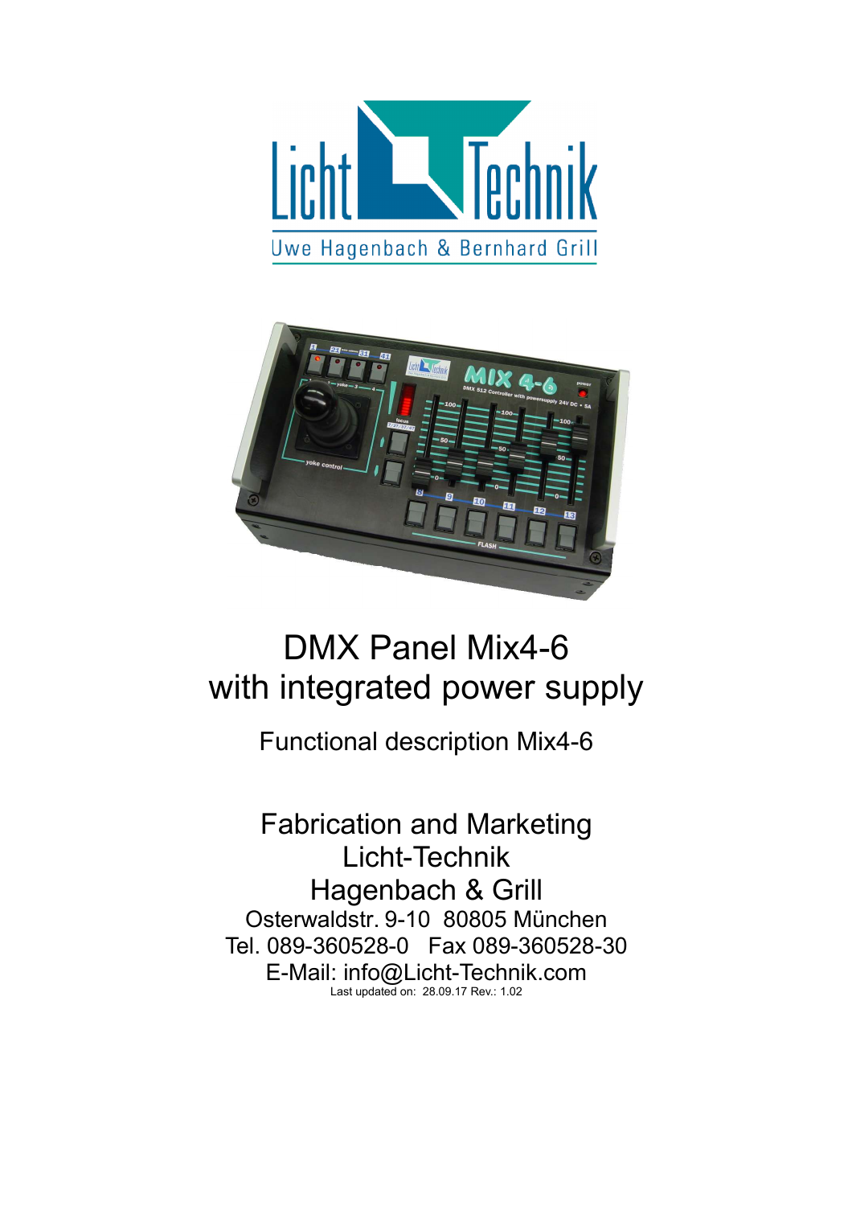# DMX Panel Mix4-6
# with integrated power supply

## Functional description Mix4-6

Fabrication and Marketing
Licht-Technik
Hagenbach & Grill
Osterwaldstr. 9-10  80805 München
Tel. 089-360528-0   Fax 089-360528-30
E-Mail: info@Licht-Technik.com
Last updated on:  28.09.17 Rev.: 1.02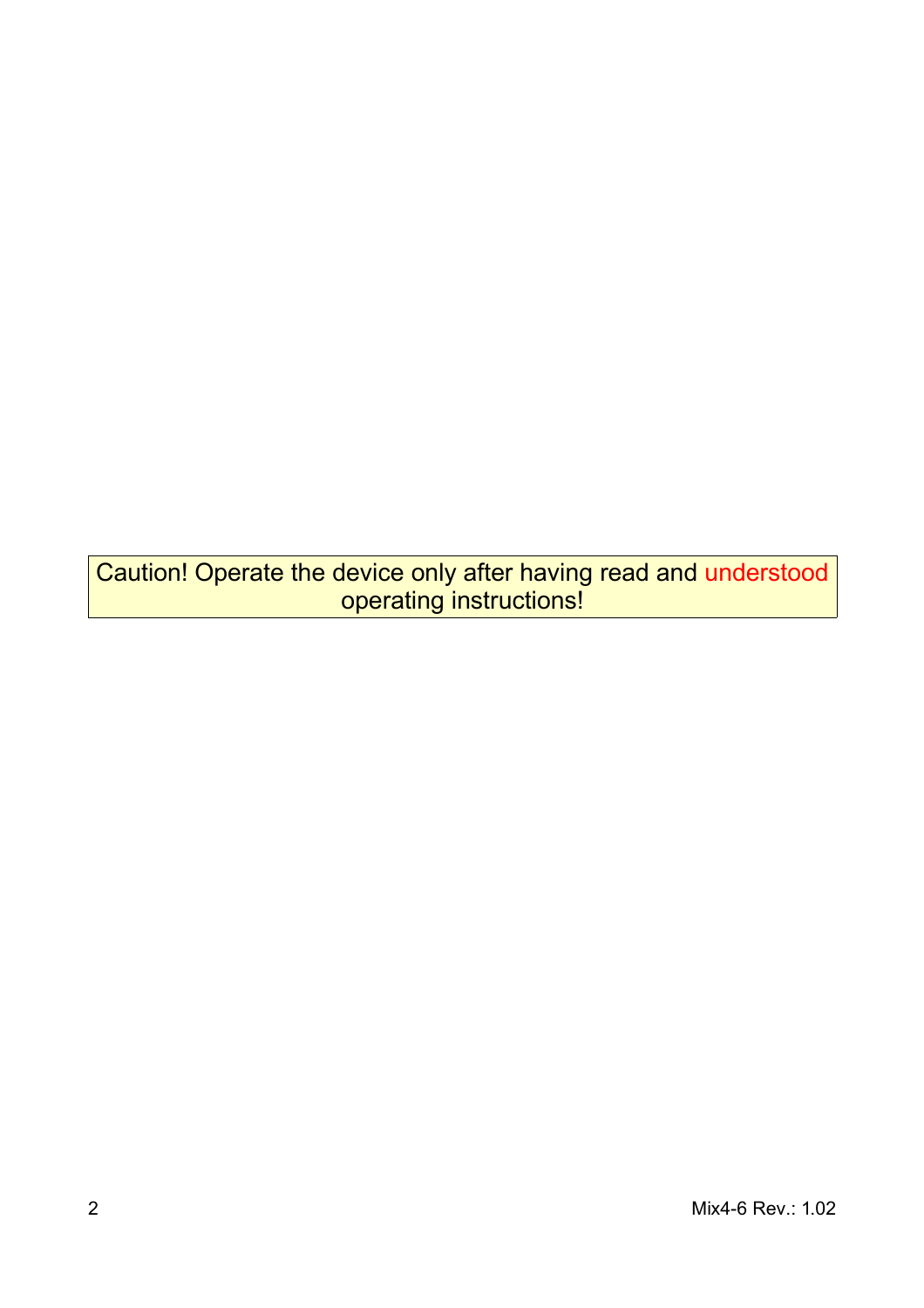Caution! Operate the device only after having read and understood operating instructions!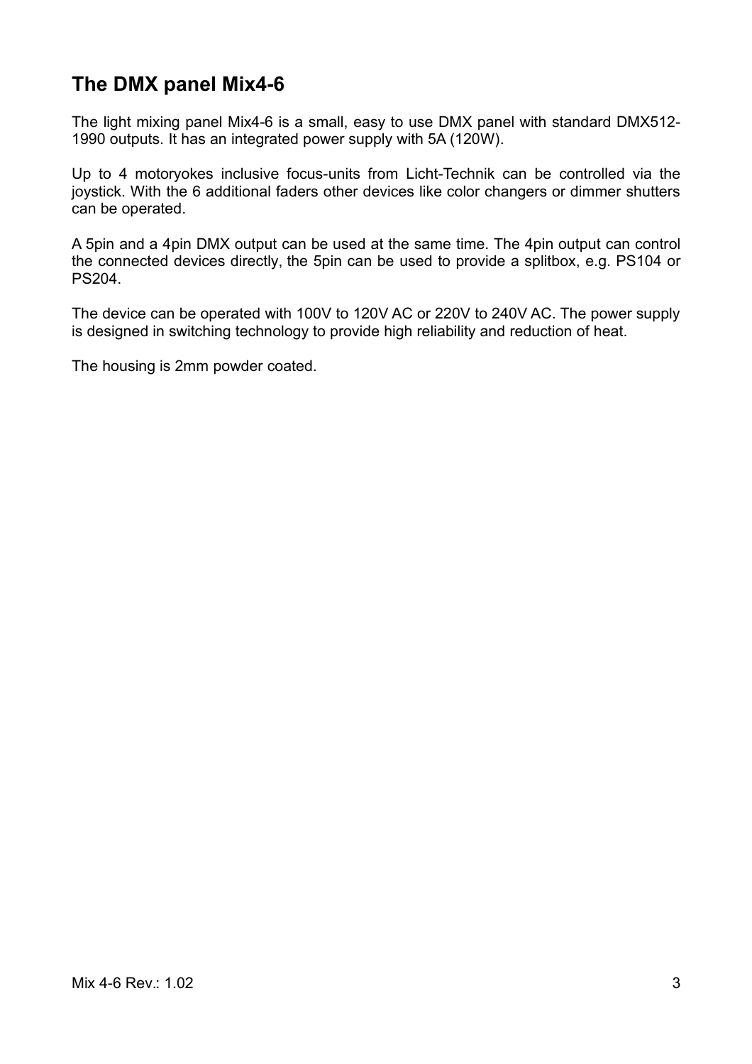# The DMX panel Mix4-6

The light mixing panel Mix4-6 is a small, easy to use DMX panel with standard DMX512-1990 outputs. It has an integrated power supply with 5A (120W).

Up to 4 motoryokes inclusive focus-units from Licht-Technik can be controlled via the joystick. With the 6 additional faders other devices like color changers or dimmer shutters can be operated.

A 5pin and a 4pin DMX output can be used at the same time. The 4pin output can control the connected devices directly, the 5pin can be used to provide a splitbox, e.g. PS104 or PS204.

The device can be operated with 100V to 120V AC or 220V to 240V AC. The power supply is designed in switching technology to provide high reliability and reduction of heat.

The housing is 2mm powder coated.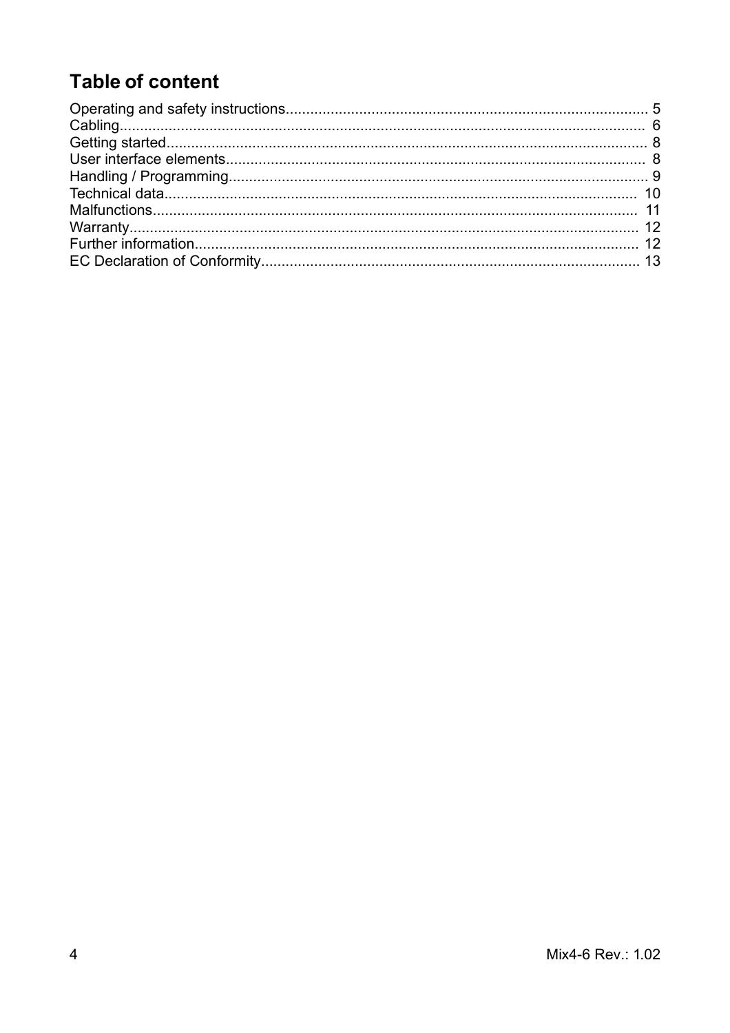## Table of content

Operating and safety instructions........................................................................................ 5
Cabling................................................................................................................................ 6
Getting started..................................................................................................................... 8
User interface elements....................................................................................................... 8
Handling / Programming...................................................................................................... 9
Technical data.................................................................................................................... 10
Malfunctions....................................................................................................................... 11
Warranty............................................................................................................................. 12
Further information............................................................................................................. 12
EC Declaration of Conformity............................................................................................. 13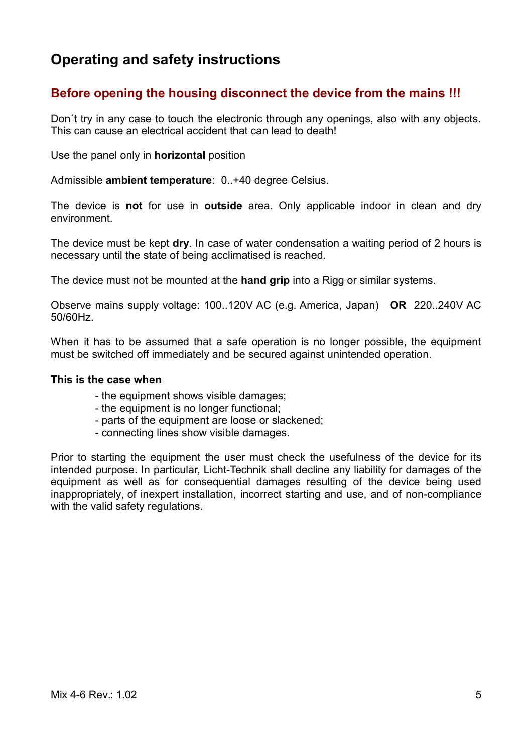# Operating and safety instructions

## Before opening the housing disconnect the device from the mains !!!

Don´t try in any case to touch the electronic through any openings, also with any objects. This can cause an electrical accident that can lead to death!

Use the panel only in **horizontal** position

Admissible **ambient temperature**: 0..+40 degree Celsius.

The device is **not** for use in **outside** area. Only applicable indoor in clean and dry environment.

The device must be kept **dry**. In case of water condensation a waiting period of 2 hours is necessary until the state of being acclimatised is reached.

The device must <u>not</u> be mounted at the **hand grip** into a Rigg or similar systems.

Observe mains supply voltage: 100..120V AC (e.g. America, Japan) **OR** 220..240V AC 50/60Hz.

When it has to be assumed that a safe operation is no longer possible, the equipment must be switched off immediately and be secured against unintended operation.

**This is the case when**

- the equipment shows visible damages;
- the equipment is no longer functional;
- parts of the equipment are loose or slackened;
- connecting lines show visible damages.

Prior to starting the equipment the user must check the usefulness of the device for its intended purpose. In particular, Licht-Technik shall decline any liability for damages of the equipment as well as for consequential damages resulting of the device being used inappropriately, of inexpert installation, incorrect starting and use, and of non-compliance with the valid safety regulations.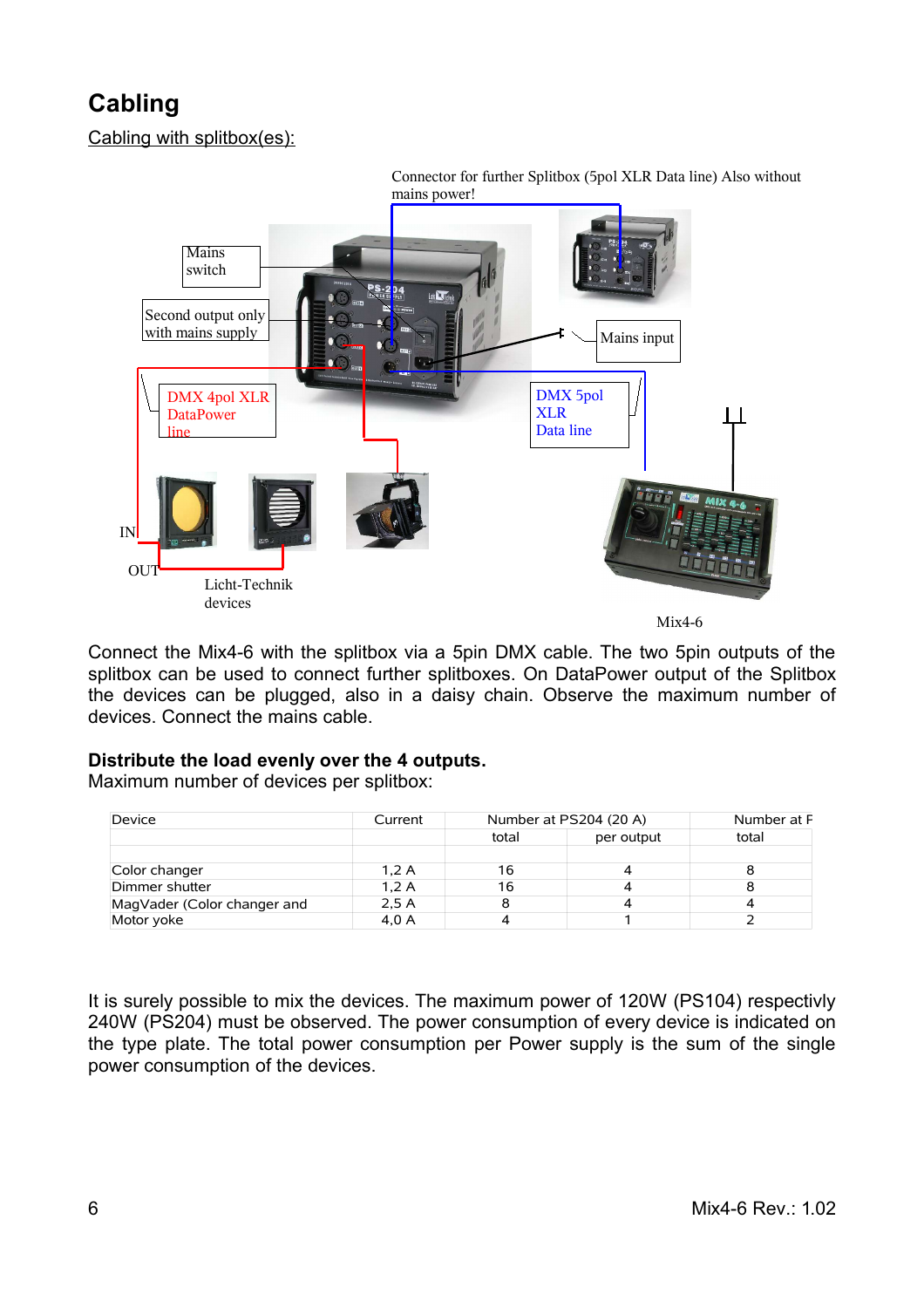# Cabling

Cabling with splitbox(es):

Connector for further Splitbox (5pol XLR Data line) Also without mains power!

Mains switch

Second output only with mains supply

Mains input

DMX 4pol XLR DataPower line

DMX 5pol XLR Data line

IN

OUT

Licht-Technik devices

Mix4-6

Connect the Mix4-6 with the splitbox via a 5pin DMX cable. The two 5pin outputs of the splitbox can be used to connect further splitboxes. On DataPower output of the Splitbox the devices can be plugged, also in a daisy chain. Observe the maximum number of devices. Connect the mains cable.

**Distribute the load evenly over the 4 outputs.**
Maximum number of devices per splitbox:

| Device | Current | Number at PS204 (20 A) | | Number at F |
|---|---|---|---|---|
| | | total | per output | total |
| Color changer | 1,2 A | 16 | 4 | 8 |
| Dimmer shutter | 1,2 A | 16 | 4 | 8 |
| MagVader (Color changer and | 2,5 A | 8 | 4 | 4 |
| Motor yoke | 4,0 A | 4 | 1 | 2 |

It is surely possible to mix the devices. The maximum power of 120W (PS104) respectivly 240W (PS204) must be observed. The power consumption of every device is indicated on the type plate. The total power consumption per Power supply is the sum of the single power consumption of the devices.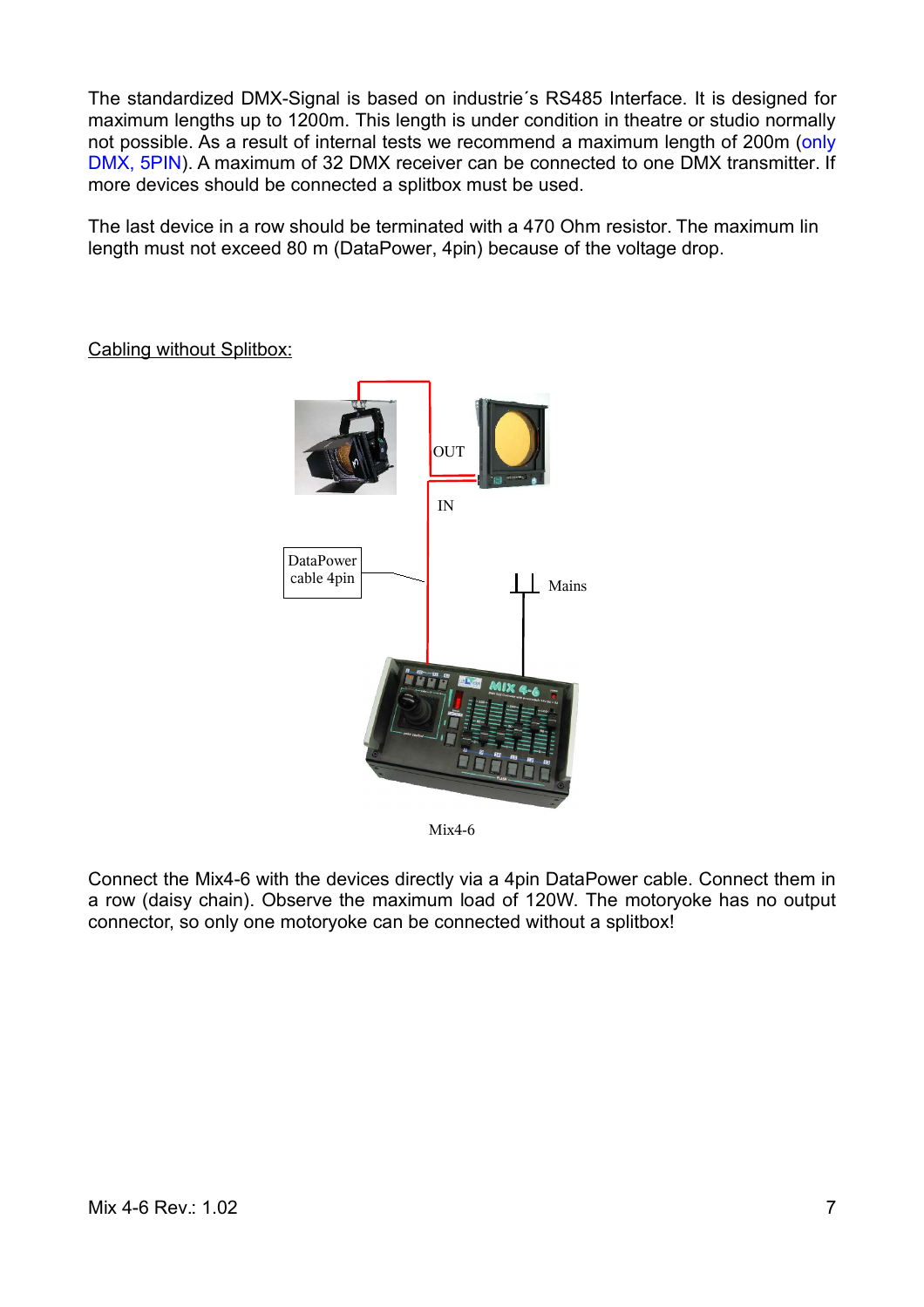The standardized DMX-Signal is based on industrie´s RS485 Interface. It is designed for maximum lengths up to 1200m. This length is under condition in theatre or studio normally not possible. As a result of internal tests we recommend a maximum length of 200m (only DMX, 5PIN). A maximum of 32 DMX receiver can be connected to one DMX transmitter. If more devices should be connected a splitbox must be used.

The last device in a row should be terminated with a 470 Ohm resistor. The maximum lin length must not exceed 80 m (DataPower, 4pin) because of the voltage drop.

Cabling without Splitbox:

OUT

IN

DataPower cable 4pin

Mains

Mix4-6

Connect the Mix4-6 with the devices directly via a 4pin DataPower cable. Connect them in a row (daisy chain). Observe the maximum load of 120W. The motoryoke has no output connector, so only one motoryoke can be connected without a splitbox!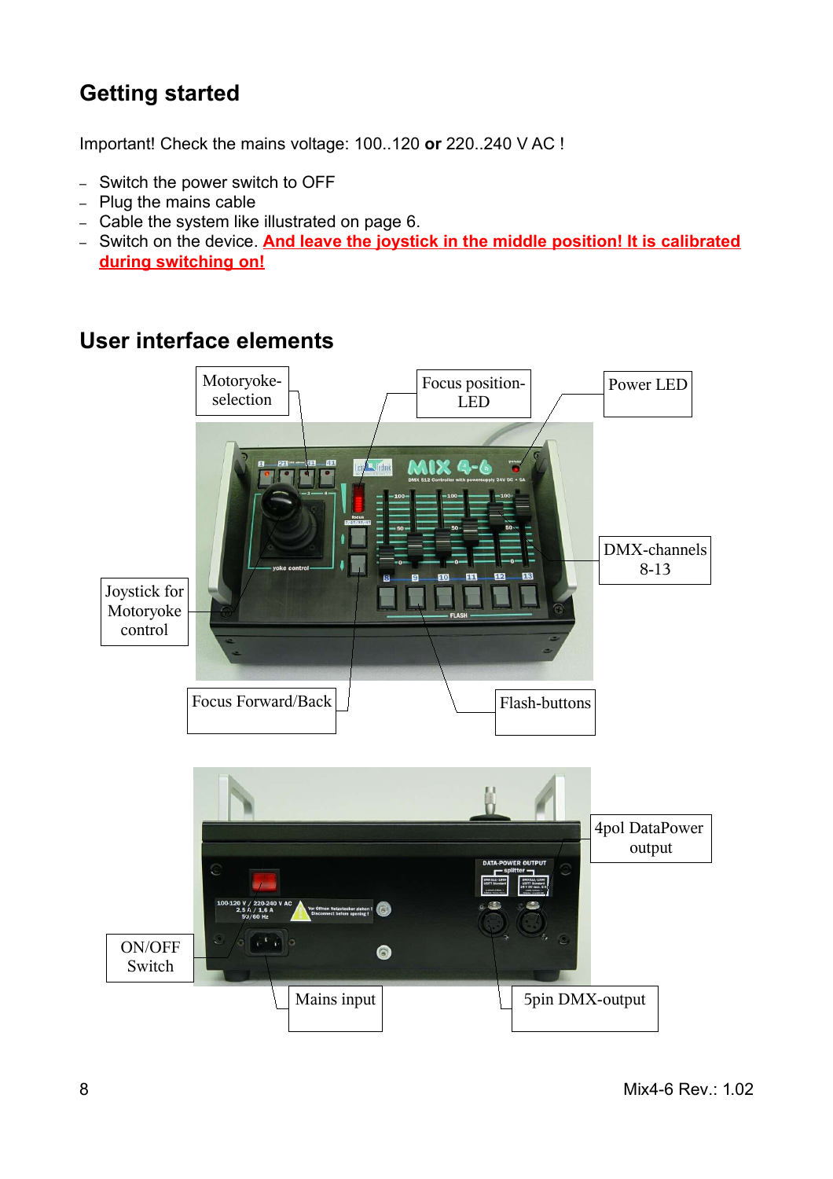## Getting started

Important! Check the mains voltage: 100..120 **or** 220..240 V AC !

- Switch the power switch to OFF
- Plug the mains cable
- Cable the system like illustrated on page 6.
- Switch on the device. **And leave the joystick in the middle position! It is calibrated during switching on!**

## User interface elements

Motoryoke-selection

Focus position-LED

Power LED

DMX-channels 8-13

Joystick for Motoryoke control

Focus Forward/Back

Flash-buttons

4pol DataPower output

ON/OFF Switch

Mains input

5pin DMX-output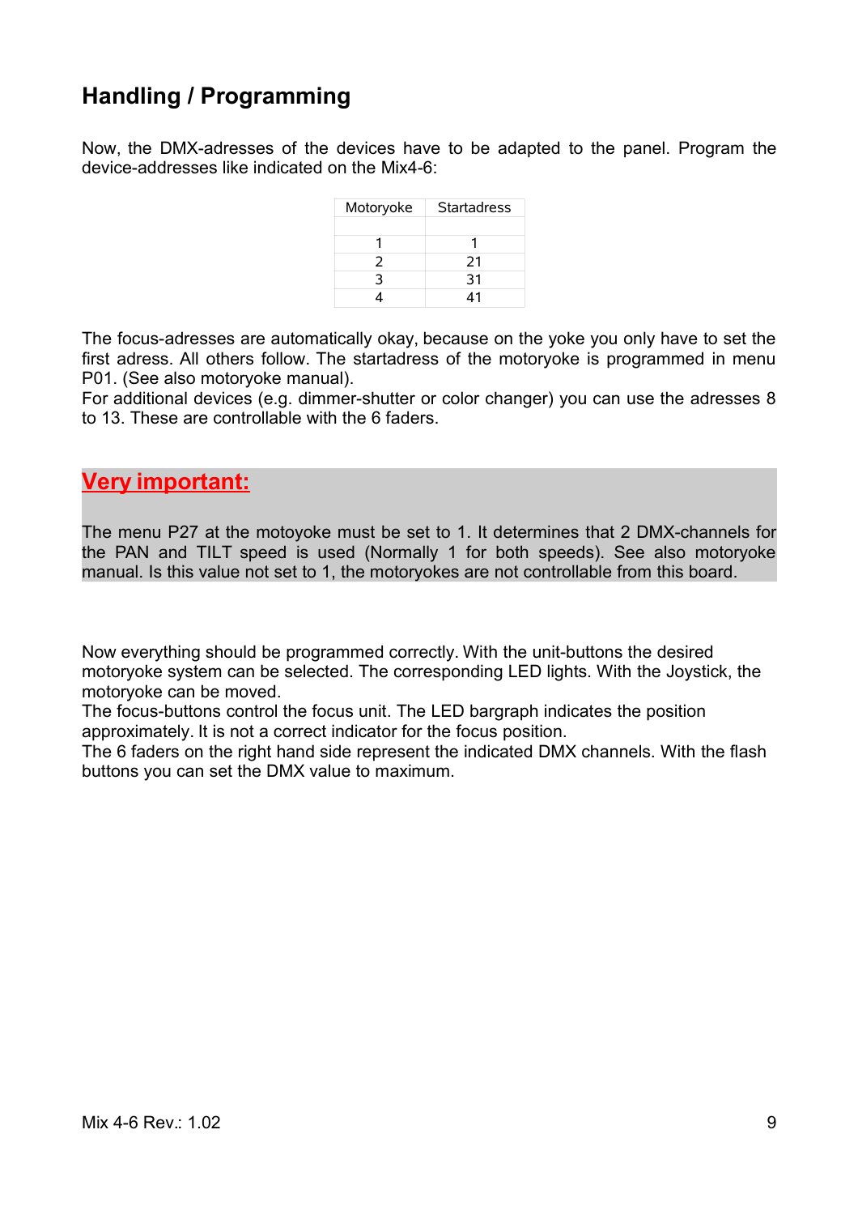## Handling / Programming

Now, the DMX-adresses of the devices have to be adapted to the panel. Program the device-addresses like indicated on the Mix4-6:

| Motoryoke | Startadress |
|---|---|
| | |
| 1 | 1 |
| 2 | 21 |
| 3 | 31 |
| 4 | 41 |

The focus-adresses are automatically okay, because on the yoke you only have to set the first adress. All others follow. The startadress of the motoryoke is programmed in menu P01. (See also motoryoke manual).
For additional devices (e.g. dimmer-shutter or color changer) you can use the adresses 8 to 13. These are controllable with the 6 faders.

### **Very important:**

The menu P27 at the motoyoke must be set to 1. It determines that 2 DMX-channels for the PAN and TILT speed is used (Normally 1 for both speeds). See also motoryoke manual. Is this value not set to 1, the motoryokes are not controllable from this board.

Now everything should be programmed correctly. With the unit-buttons the desired motoryoke system can be selected. The corresponding LED lights. With the Joystick, the motoryoke can be moved.
The focus-buttons control the focus unit. The LED bargraph indicates the position approximately. It is not a correct indicator for the focus position.
The 6 faders on the right hand side represent the indicated DMX channels. With the flash buttons you can set the DMX value to maximum.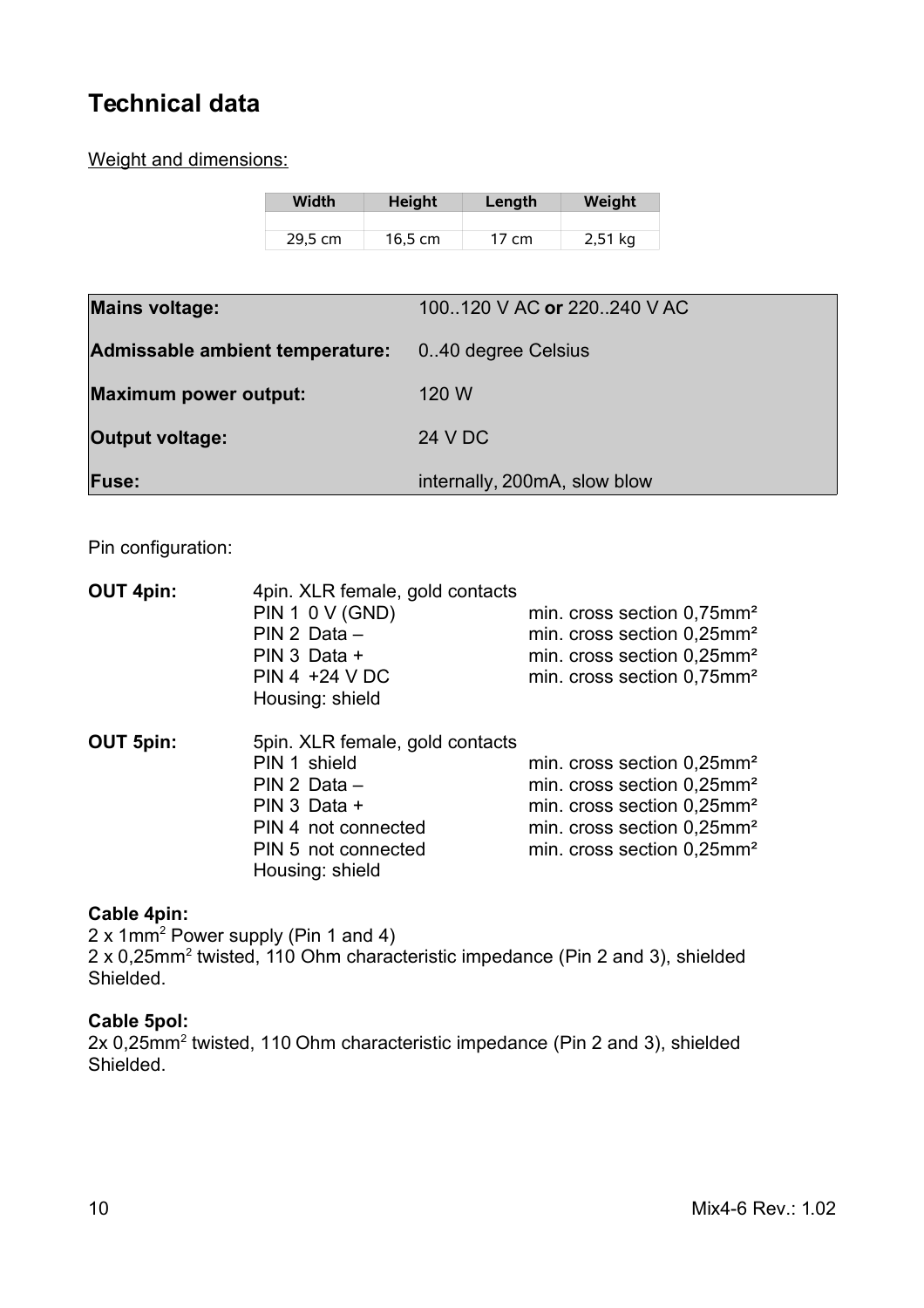# Technical data

Weight and dimensions:

| Width | Height | Length | Weight |
|---|---|---|---|
| | | | |
| 29,5 cm | 16,5 cm | 17 cm | 2,51 kg |

| | |
|---|---|
| **Mains voltage:** | 100..120 V AC **or** 220..240 V AC |
| **Admissable ambient temperature:** | 0..40 degree Celsius |
| **Maximum power output:** | 120 W |
| **Output voltage:** | 24 V DC |
| **Fuse:** | internally, 200mA, slow blow |

Pin configuration:

**OUT 4pin:** 4pin. XLR female, gold contacts

| | |
|---|---|
| PIN 1 0 V (GND) | min. cross section 0,75mm² |
| PIN 2 Data – | min. cross section 0,25mm² |
| PIN 3 Data + | min. cross section 0,25mm² |
| PIN 4 +24 V DC | min. cross section 0,75mm² |
| Housing: shield | |

**OUT 5pin:** 5pin. XLR female, gold contacts

| | |
|---|---|
| PIN 1 shield | min. cross section 0,25mm² |
| PIN 2 Data – | min. cross section 0,25mm² |
| PIN 3 Data + | min. cross section 0,25mm² |
| PIN 4 not connected | min. cross section 0,25mm² |
| PIN 5 not connected | min. cross section 0,25mm² |
| Housing: shield | |

**Cable 4pin:**
2 x 1mm² Power supply (Pin 1 and 4)
2 x 0,25mm² twisted, 110 Ohm characteristic impedance (Pin 2 and 3), shielded
Shielded.

**Cable 5pol:**
2x 0,25mm² twisted, 110 Ohm characteristic impedance (Pin 2 and 3), shielded
Shielded.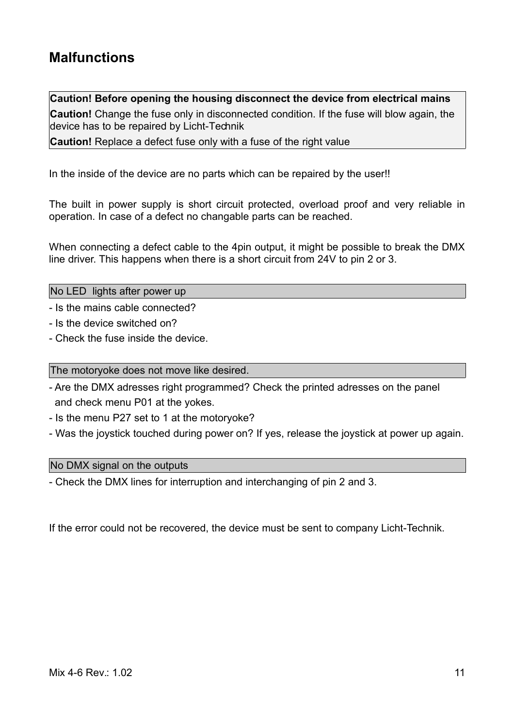# Malfunctions

**Caution! Before opening the housing disconnect the device from electrical mains**

**Caution!** Change the fuse only in disconnected condition. If the fuse will blow again, the device has to be repaired by Licht-Technik

**Caution!** Replace a defect fuse only with a fuse of the right value

In the inside of the device are no parts which can be repaired by the user!!

The built in power supply is short circuit protected, overload proof and very reliable in operation. In case of a defect no changable parts can be reached.

When connecting a defect cable to the 4pin output, it might be possible to break the DMX line driver. This happens when there is a short circuit from 24V to pin 2 or 3.

### No LED lights after power up

- Is the mains cable connected?
- Is the device switched on?
- Check the fuse inside the device.

### The motoryoke does not move like desired.

- Are the DMX adresses right programmed? Check the printed adresses on the panel and check menu P01 at the yokes.
- Is the menu P27 set to 1 at the motoryoke?
- Was the joystick touched during power on? If yes, release the joystick at power up again.

### No DMX signal on the outputs

- Check the DMX lines for interruption and interchanging of pin 2 and 3.

If the error could not be recovered, the device must be sent to company Licht-Technik.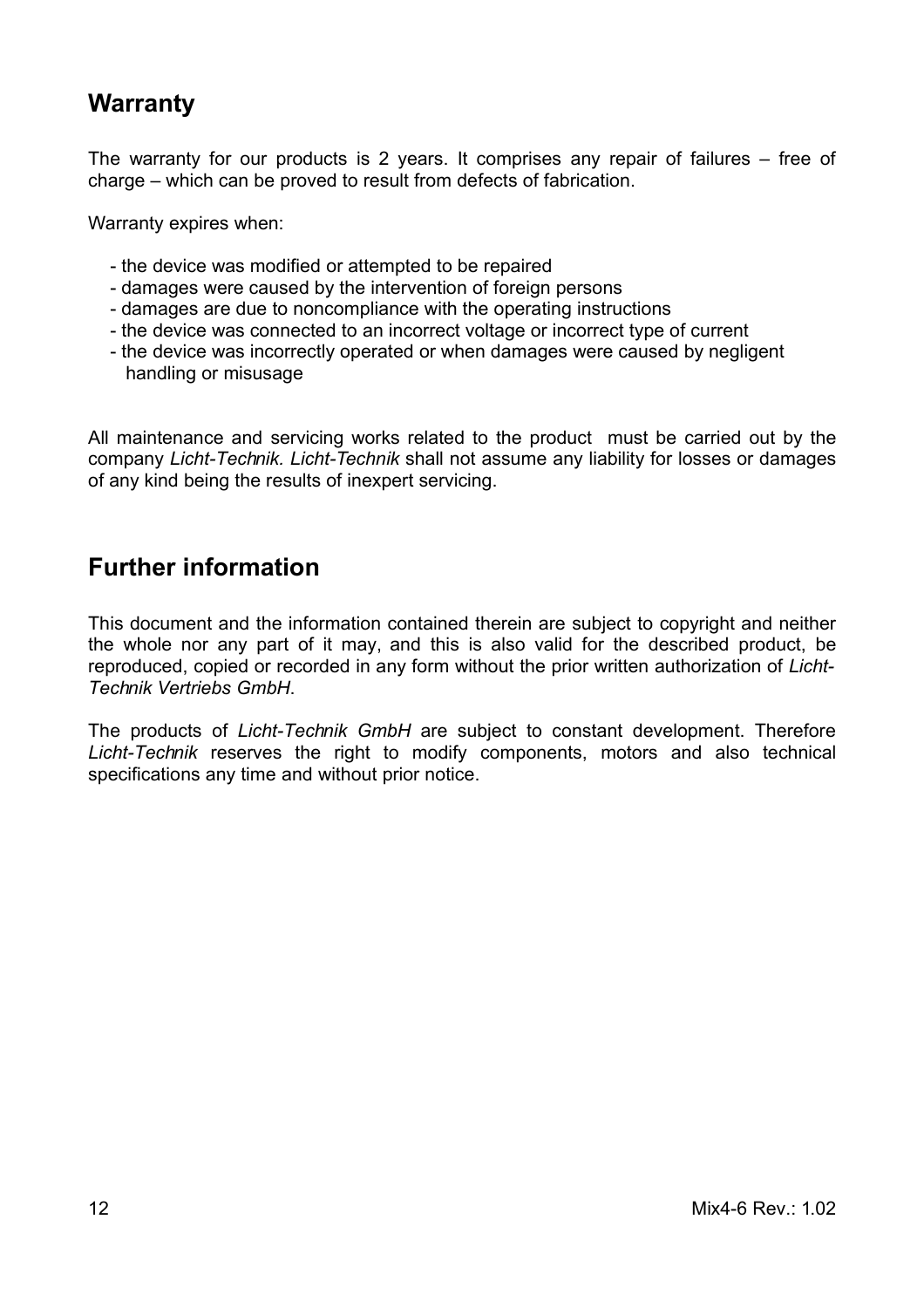## Warranty

The warranty for our products is 2 years. It comprises any repair of failures – free of charge – which can be proved to result from defects of fabrication.

Warranty expires when:

- the device was modified or attempted to be repaired
- damages were caused by the intervention of foreign persons
- damages are due to noncompliance with the operating instructions
- the device was connected to an incorrect voltage or incorrect type of current
- the device was incorrectly operated or when damages were caused by negligent handling or misusage

All maintenance and servicing works related to the product must be carried out by the company *Licht-Technik. Licht-Technik* shall not assume any liability for losses or damages of any kind being the results of inexpert servicing.

## Further information

This document and the information contained therein are subject to copyright and neither the whole nor any part of it may, and this is also valid for the described product, be reproduced, copied or recorded in any form without the prior written authorization of *Licht-Technik Vertriebs GmbH*.

The products of *Licht-Technik GmbH* are subject to constant development. Therefore *Licht-Technik* reserves the right to modify components, motors and also technical specifications any time and without prior notice.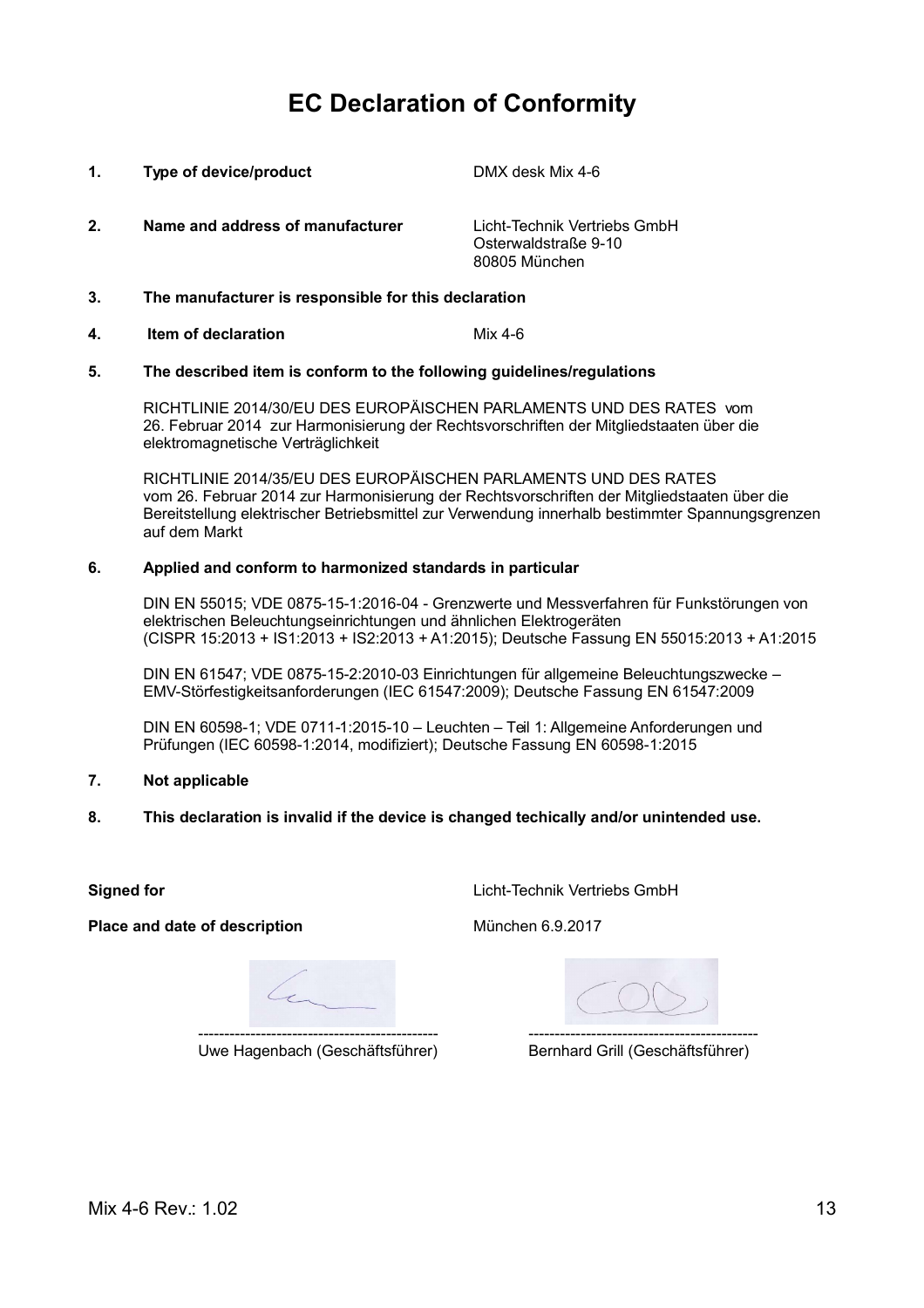# EC Declaration of Conformity

**1. Type of device/product** DMX desk Mix 4-6

**2. Name and address of manufacturer** Licht-Technik Vertriebs GmbH
Osterwaldstraße 9-10
80805 München

**3. The manufacturer is responsible for this declaration**

**4. Item of declaration** Mix 4-6

**5. The described item is conform to the following guidelines/regulations**

RICHTLINIE 2014/30/EU DES EUROPÄISCHEN PARLAMENTS UND DES RATES vom 26. Februar 2014 zur Harmonisierung der Rechtsvorschriften der Mitgliedstaaten über die elektromagnetische Verträglichkeit

RICHTLINIE 2014/35/EU DES EUROPÄISCHEN PARLAMENTS UND DES RATES vom 26. Februar 2014 zur Harmonisierung der Rechtsvorschriften der Mitgliedstaaten über die Bereitstellung elektrischer Betriebsmittel zur Verwendung innerhalb bestimmter Spannungsgrenzen auf dem Markt

**6. Applied and conform to harmonized standards in particular**

DIN EN 55015; VDE 0875-15-1:2016-04 - Grenzwerte und Messverfahren für Funkstörungen von elektrischen Beleuchtungseinrichtungen und ähnlichen Elektrogeräten (CISPR 15:2013 + IS1:2013 + IS2:2013 + A1:2015); Deutsche Fassung EN 55015:2013 + A1:2015

DIN EN 61547; VDE 0875-15-2:2010-03 Einrichtungen für allgemeine Beleuchtungszwecke – EMV-Störfestigkeitsanforderungen (IEC 61547:2009); Deutsche Fassung EN 61547:2009

DIN EN 60598-1; VDE 0711-1:2015-10 – Leuchten – Teil 1: Allgemeine Anforderungen und Prüfungen (IEC 60598-1:2014, modifiziert); Deutsche Fassung EN 60598-1:2015

**7. Not applicable**

**8. This declaration is invalid if the device is changed techically and/or unintended use.**

**Signed for** Licht-Technik Vertriebs GmbH

**Place and date of description** München 6.9.2017

Uwe Hagenbach (Geschäftsführer) Bernhard Grill (Geschäftsführer)